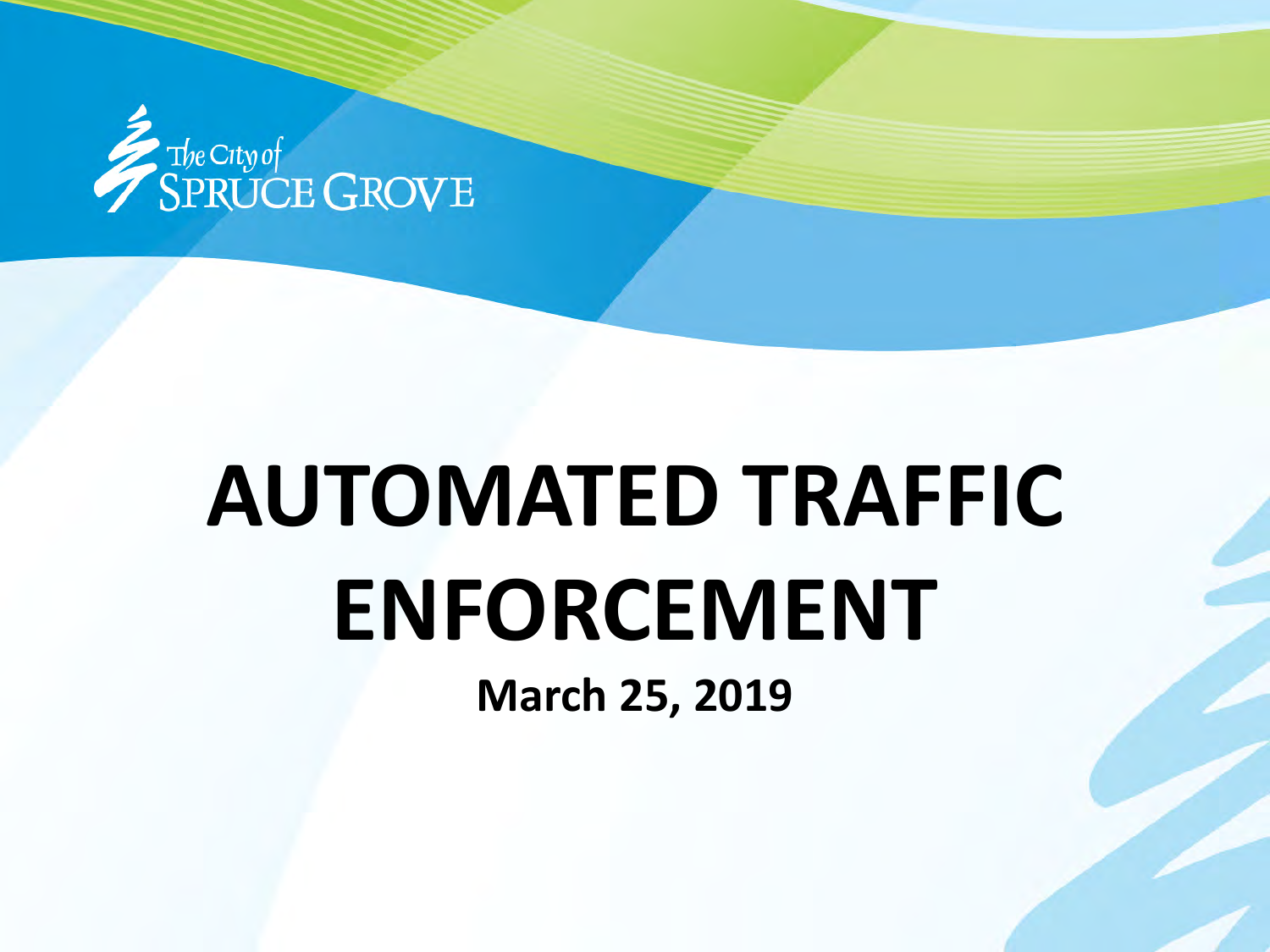The City of Spruce Grove

# AUTOMATED TRAFFIC ENFORCEMENT

**March 25, 2019**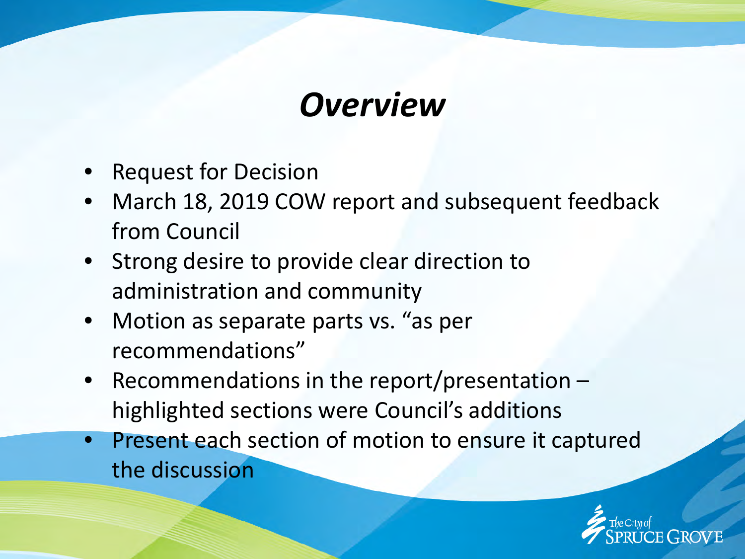# *Overview*

- Request for Decision
- March 18, 2019 COW report and subsequent feedback from Council
- Strong desire to provide clear direction to administration and community
- Motion as separate parts vs. "as per recommendations"
- Recommendations in the report/presentation – highlighted sections were Council's additions
- Present each section of motion to ensure it captured the discussion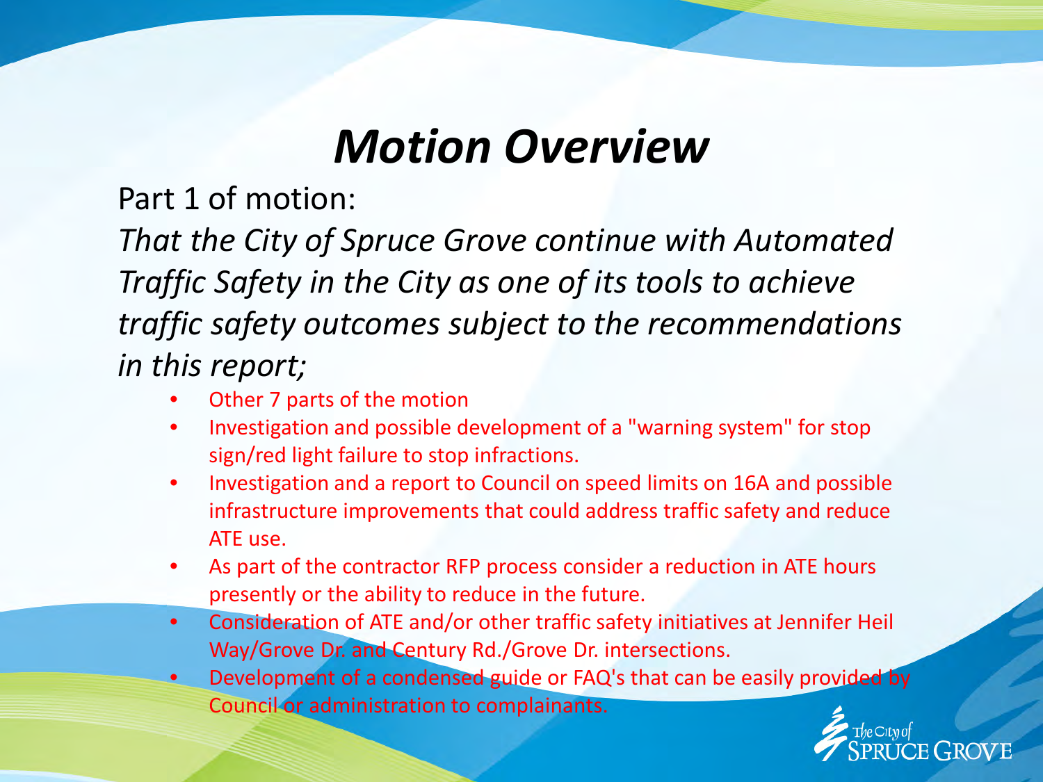# *Motion Overview*

Part 1 of motion:

*That the City of Spruce Grove continue with Automated Traffic Safety in the City as one of its tools to achieve traffic safety outcomes subject to the recommendations in this report;*

- Other 7 parts of the motion
- Investigation and possible development of a "warning system" for stop sign/red light failure to stop infractions.
- Investigation and a report to Council on speed limits on 16A and possible infrastructure improvements that could address traffic safety and reduce ATE use.
- As part of the contractor RFP process consider a reduction in ATE hours presently or the ability to reduce in the future.
- Consideration of ATE and/or other traffic safety initiatives at Jennifer Heil Way/Grove Dr. and Century Rd./Grove Dr. intersections.
- Development of a condensed guide or FAQ's that can be easily provided by Council or administration to complainants.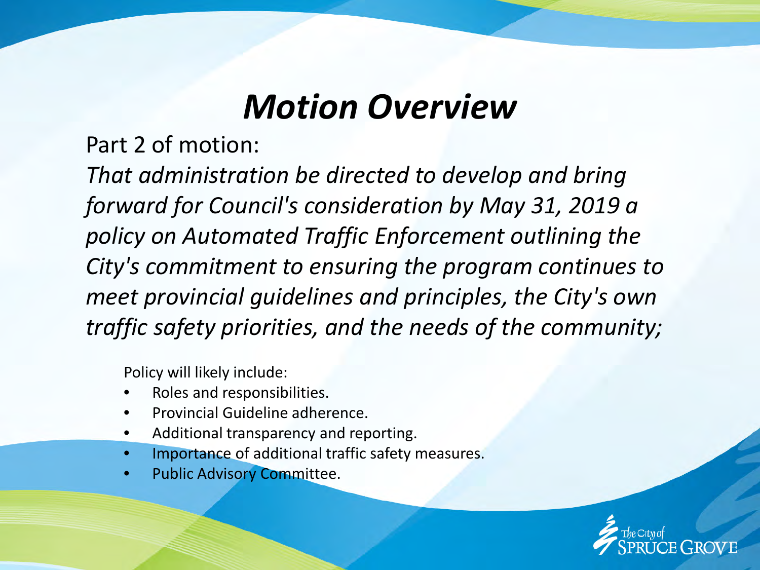# *Motion Overview*

Part 2 of motion:

*That administration be directed to develop and bring forward for Council's consideration by May 31, 2019 a policy on Automated Traffic Enforcement outlining the City's commitment to ensuring the program continues to meet provincial guidelines and principles, the City's own traffic safety priorities, and the needs of the community;*

Policy will likely include:

- Roles and responsibilities.
- Provincial Guideline adherence.
- Additional transparency and reporting.
- Importance of additional traffic safety measures.
- Public Advisory Committee.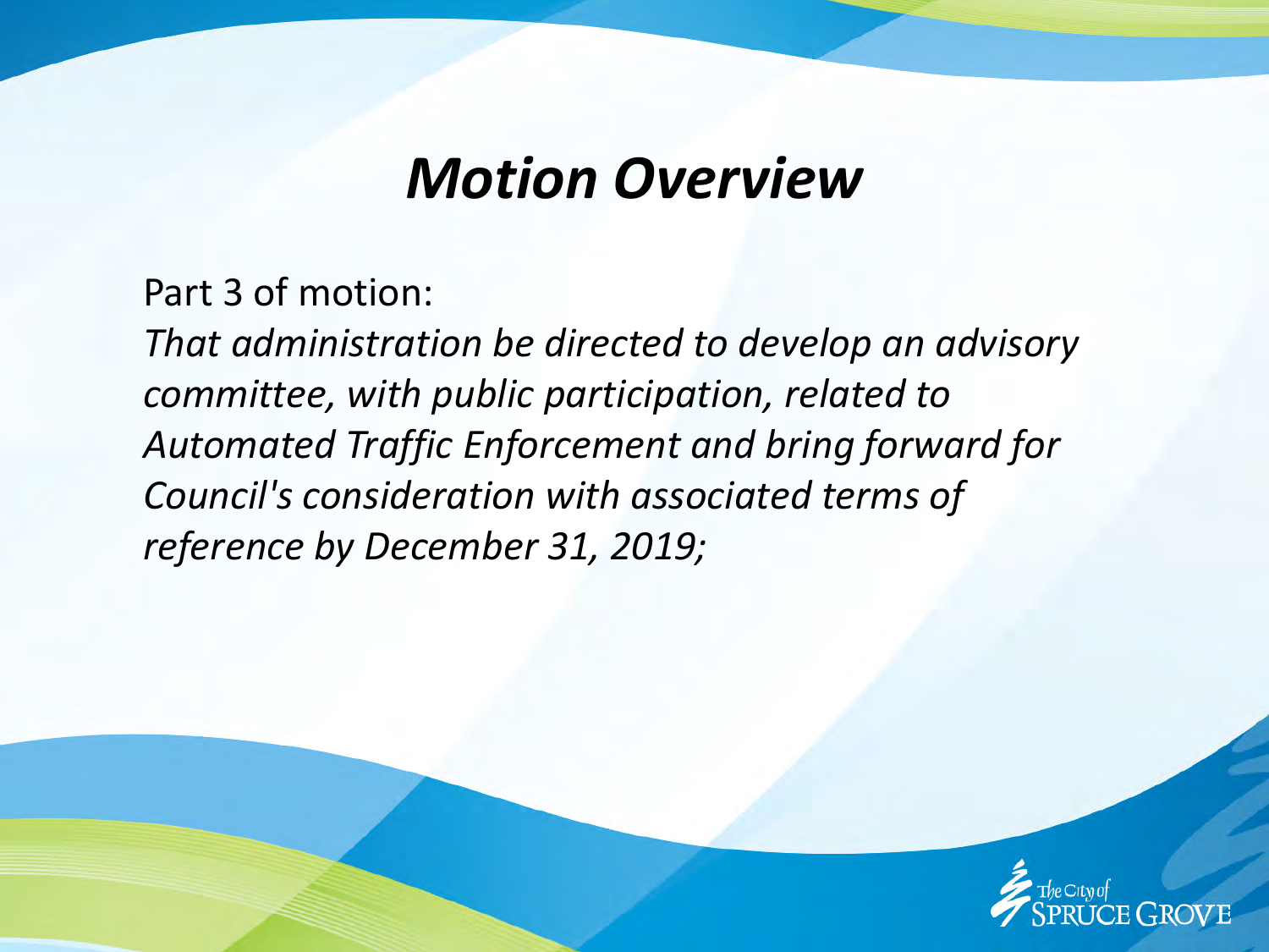# *Motion Overview*

Part 3 of motion:

*That administration be directed to develop an advisory committee, with public participation, related to Automated Traffic Enforcement and bring forward for Council's consideration with associated terms of reference by December 31, 2019;*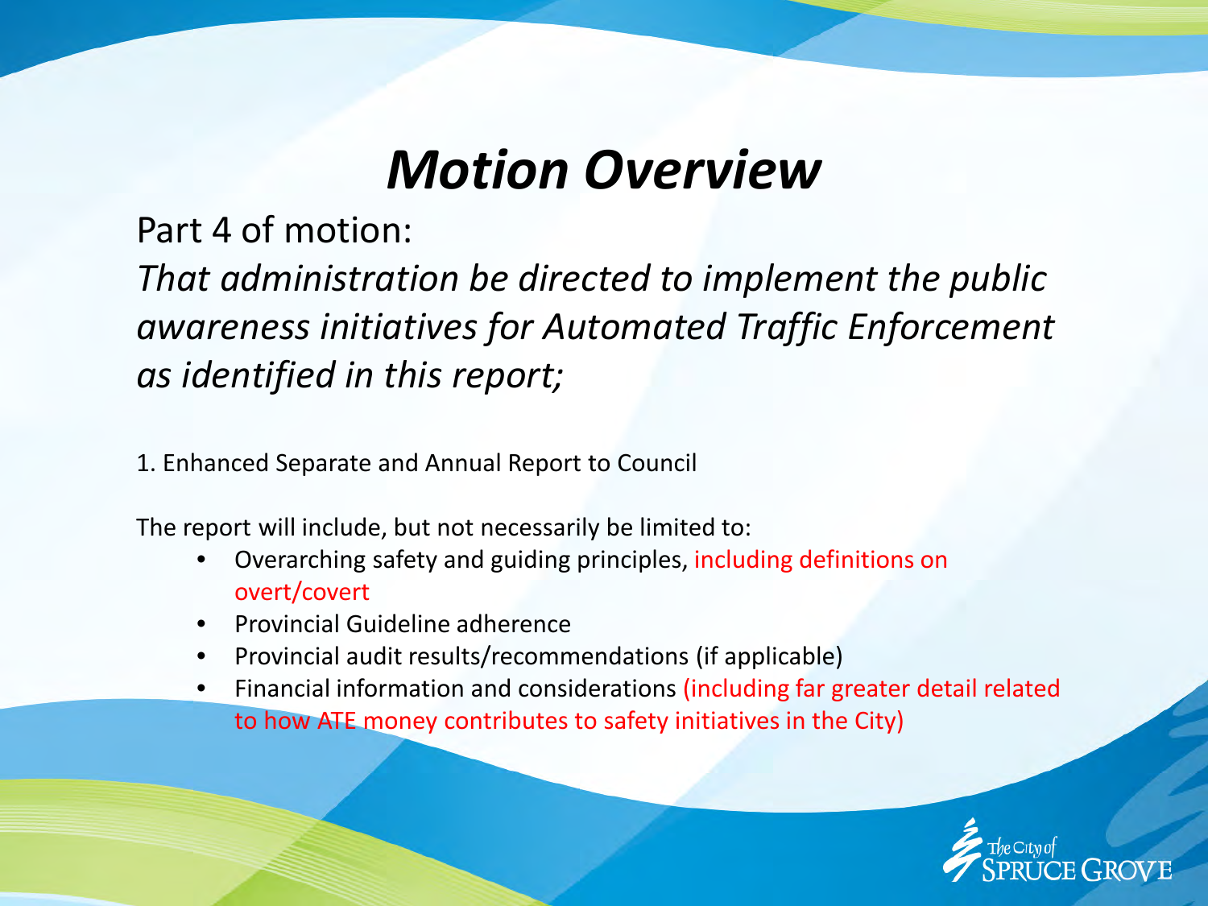# *Motion Overview*

Part 4 of motion:

*That administration be directed to implement the public awareness initiatives for Automated Traffic Enforcement as identified in this report;*

1. Enhanced Separate and Annual Report to Council

The report will include, but not necessarily be limited to:

- Overarching safety and guiding principles, including definitions on overt/covert
- Provincial Guideline adherence
- Provincial audit results/recommendations (if applicable)
- Financial information and considerations (including far greater detail related to how ATE money contributes to safety initiatives in the City)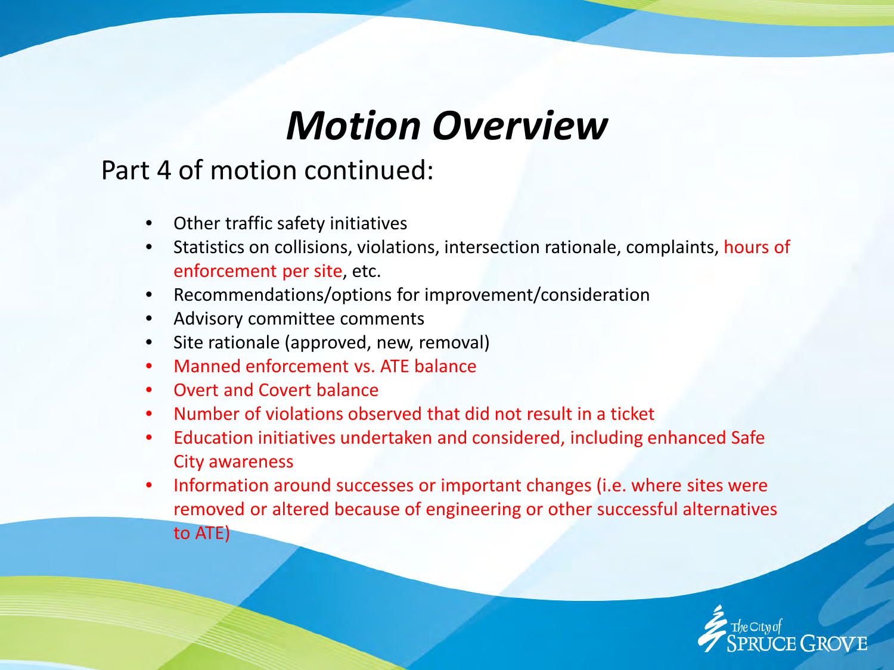# *Motion Overview*

Part 4 of motion continued:

- Other traffic safety initiatives
- Statistics on collisions, violations, intersection rationale, complaints, hours of enforcement per site, etc.
- Recommendations/options for improvement/consideration
- Advisory committee comments
- Site rationale (approved, new, removal)
- Manned enforcement vs. ATE balance
- Overt and Covert balance
- Number of violations observed that did not result in a ticket
- Education initiatives undertaken and considered, including enhanced Safe City awareness
- Information around successes or important changes (i.e. where sites were removed or altered because of engineering or other successful alternatives to ATE)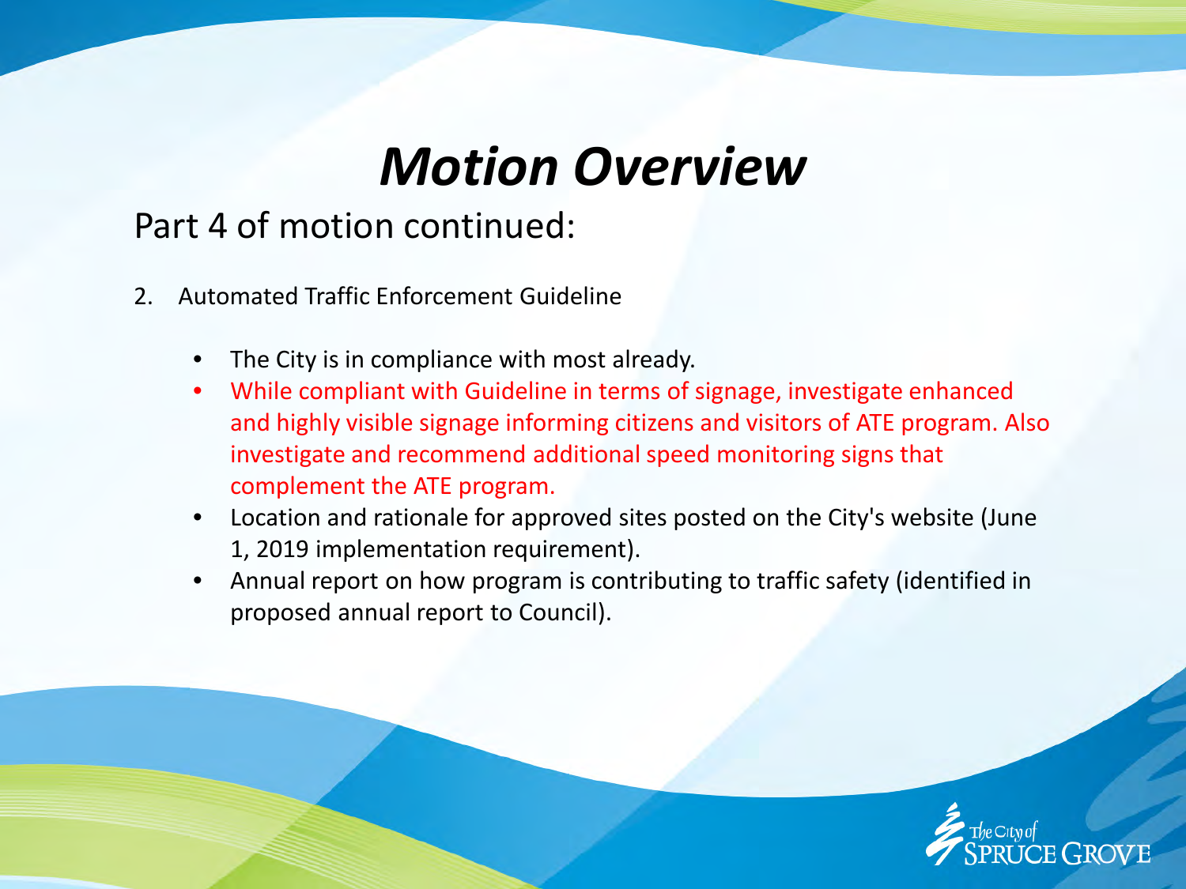# *Motion Overview*

Part 4 of motion continued:

2. Automated Traffic Enforcement Guideline

   - The City is in compliance with most already.
   - While compliant with Guideline in terms of signage, investigate enhanced and highly visible signage informing citizens and visitors of ATE program. Also investigate and recommend additional speed monitoring signs that complement the ATE program.
   - Location and rationale for approved sites posted on the City's website (June 1, 2019 implementation requirement).
   - Annual report on how program is contributing to traffic safety (identified in proposed annual report to Council).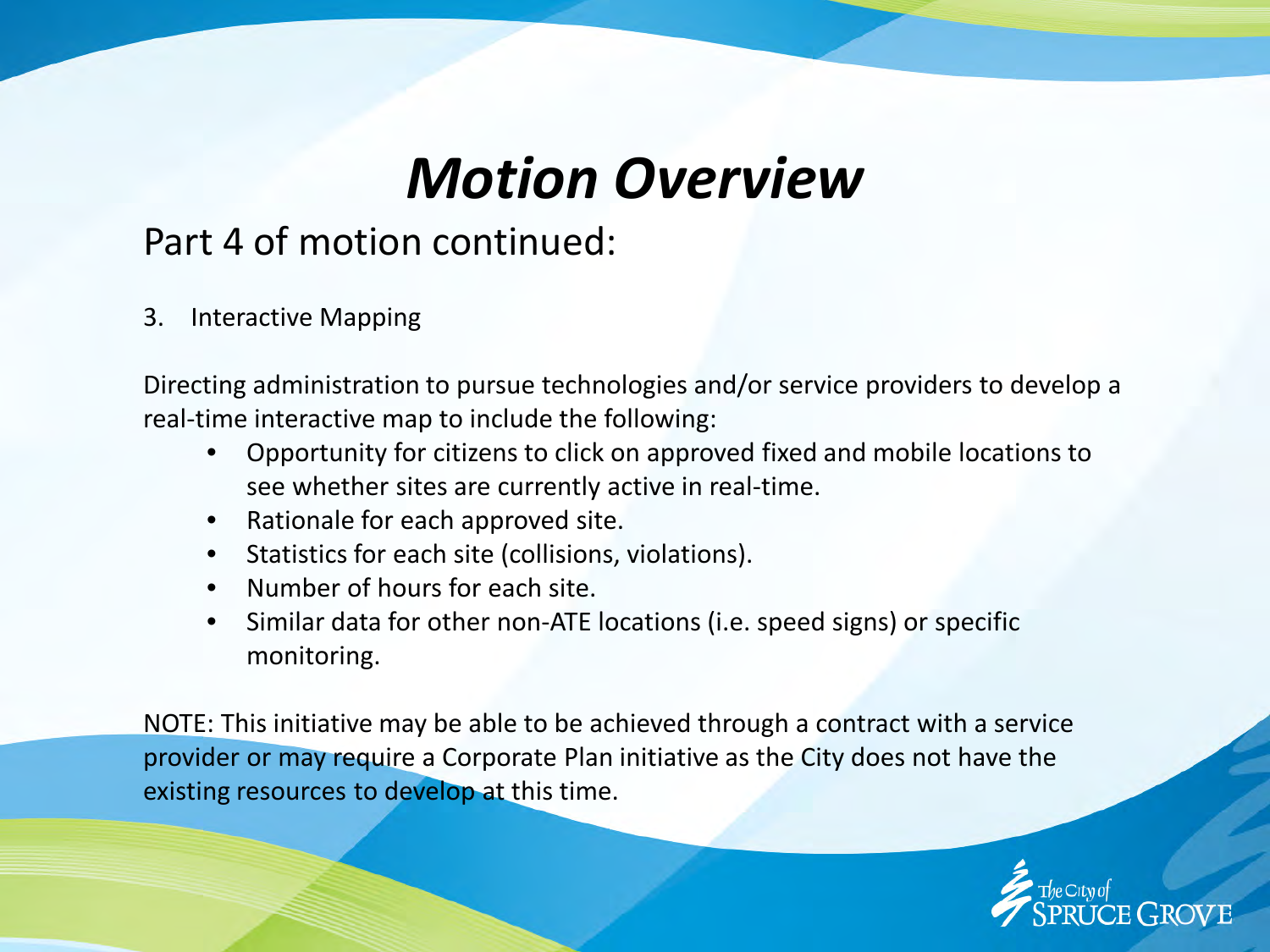# *Motion Overview*

## Part 4 of motion continued:

3. Interactive Mapping

Directing administration to pursue technologies and/or service providers to develop a real-time interactive map to include the following:

- Opportunity for citizens to click on approved fixed and mobile locations to see whether sites are currently active in real-time.
- Rationale for each approved site.
- Statistics for each site (collisions, violations).
- Number of hours for each site.
- Similar data for other non-ATE locations (i.e. speed signs) or specific monitoring.

NOTE: This initiative may be able to be achieved through a contract with a service provider or may require a Corporate Plan initiative as the City does not have the existing resources to develop at this time.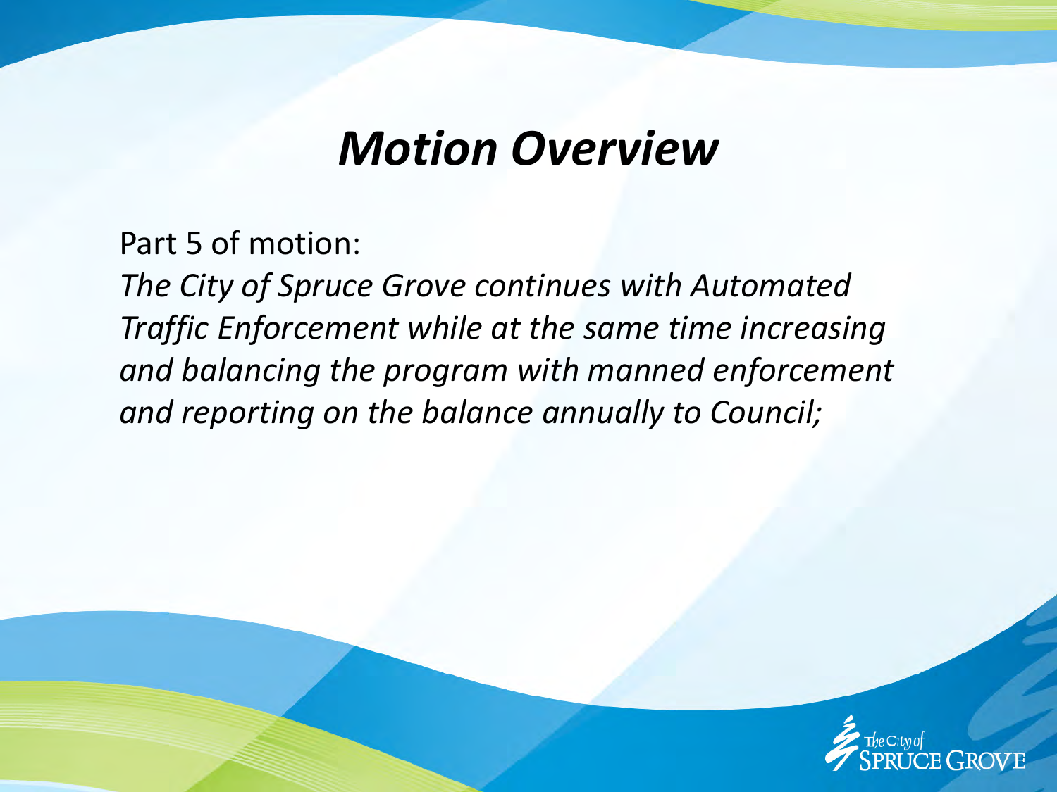# *Motion Overview*

Part 5 of motion:

*The City of Spruce Grove continues with Automated Traffic Enforcement while at the same time increasing and balancing the program with manned enforcement and reporting on the balance annually to Council;*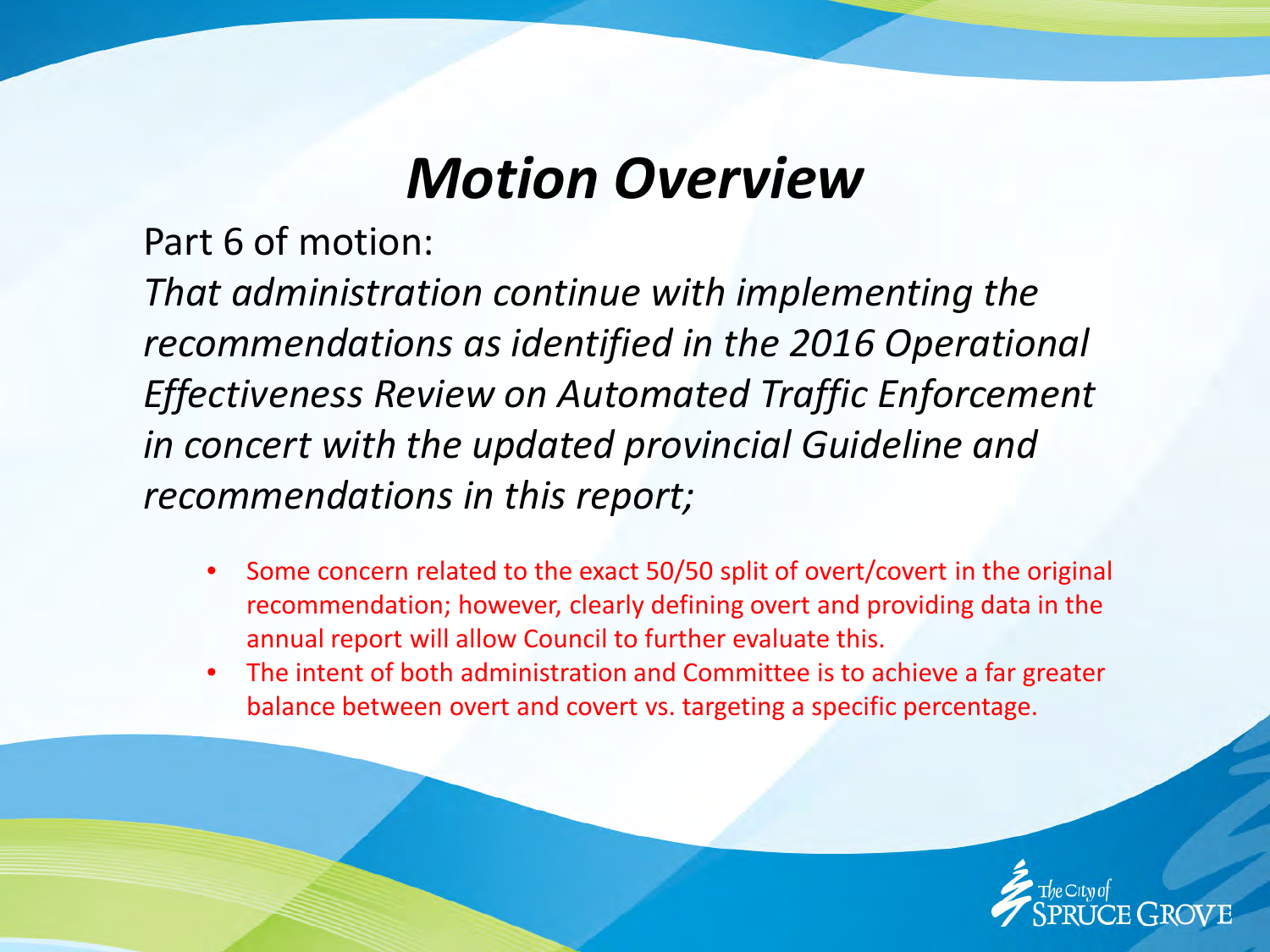# *Motion Overview*

Part 6 of motion:

*That administration continue with implementing the recommendations as identified in the 2016 Operational Effectiveness Review on Automated Traffic Enforcement in concert with the updated provincial Guideline and recommendations in this report;*

- Some concern related to the exact 50/50 split of overt/covert in the original recommendation; however, clearly defining overt and providing data in the annual report will allow Council to further evaluate this.
- The intent of both administration and Committee is to achieve a far greater balance between overt and covert vs. targeting a specific percentage.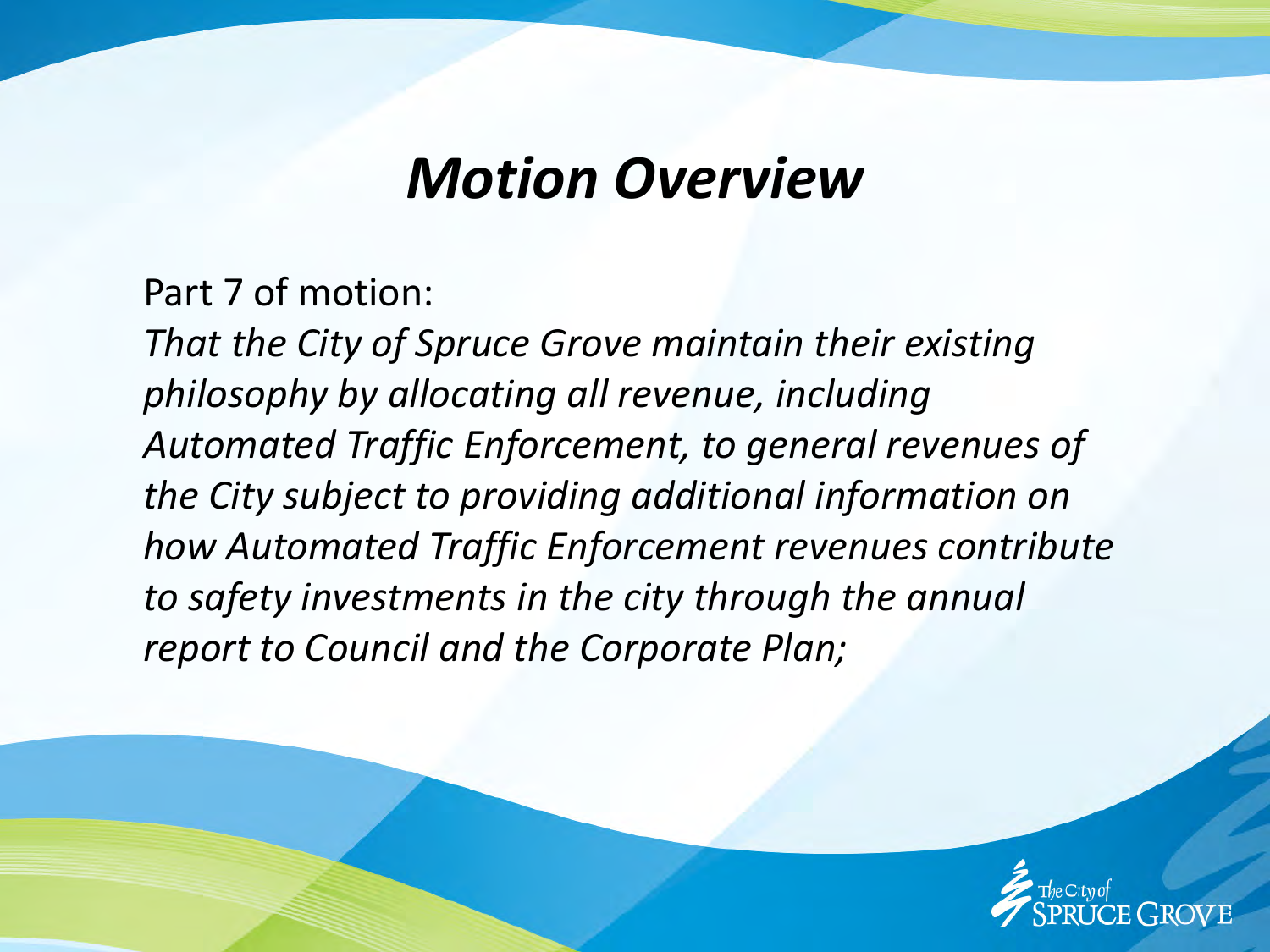# *Motion Overview*

Part 7 of motion:

*That the City of Spruce Grove maintain their existing philosophy by allocating all revenue, including Automated Traffic Enforcement, to general revenues of the City subject to providing additional information on how Automated Traffic Enforcement revenues contribute to safety investments in the city through the annual report to Council and the Corporate Plan;*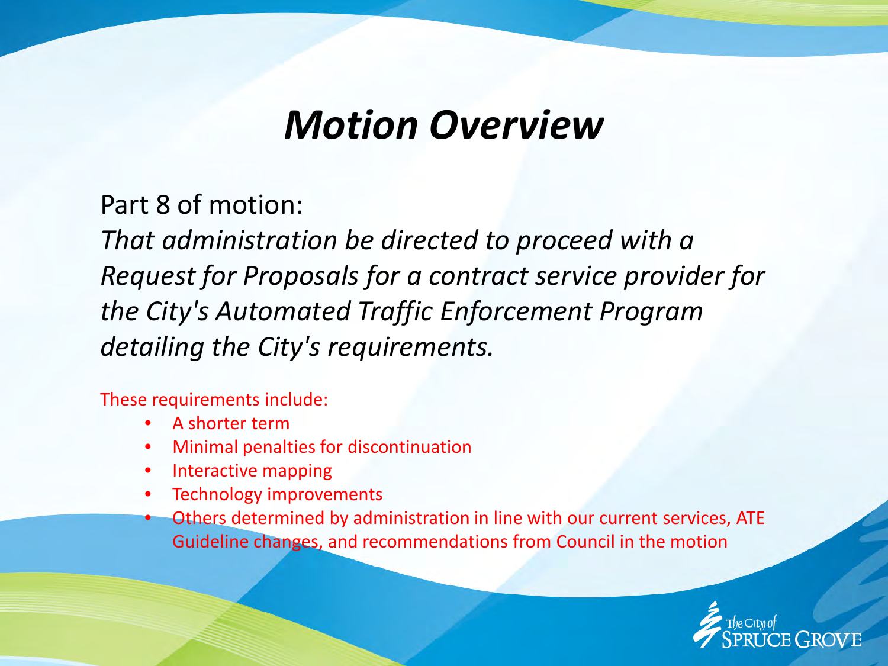# *Motion Overview*

Part 8 of motion:

*That administration be directed to proceed with a Request for Proposals for a contract service provider for the City's Automated Traffic Enforcement Program detailing the City's requirements.*

These requirements include:

- A shorter term
- Minimal penalties for discontinuation
- Interactive mapping
- Technology improvements
- Others determined by administration in line with our current services, ATE Guideline changes, and recommendations from Council in the motion